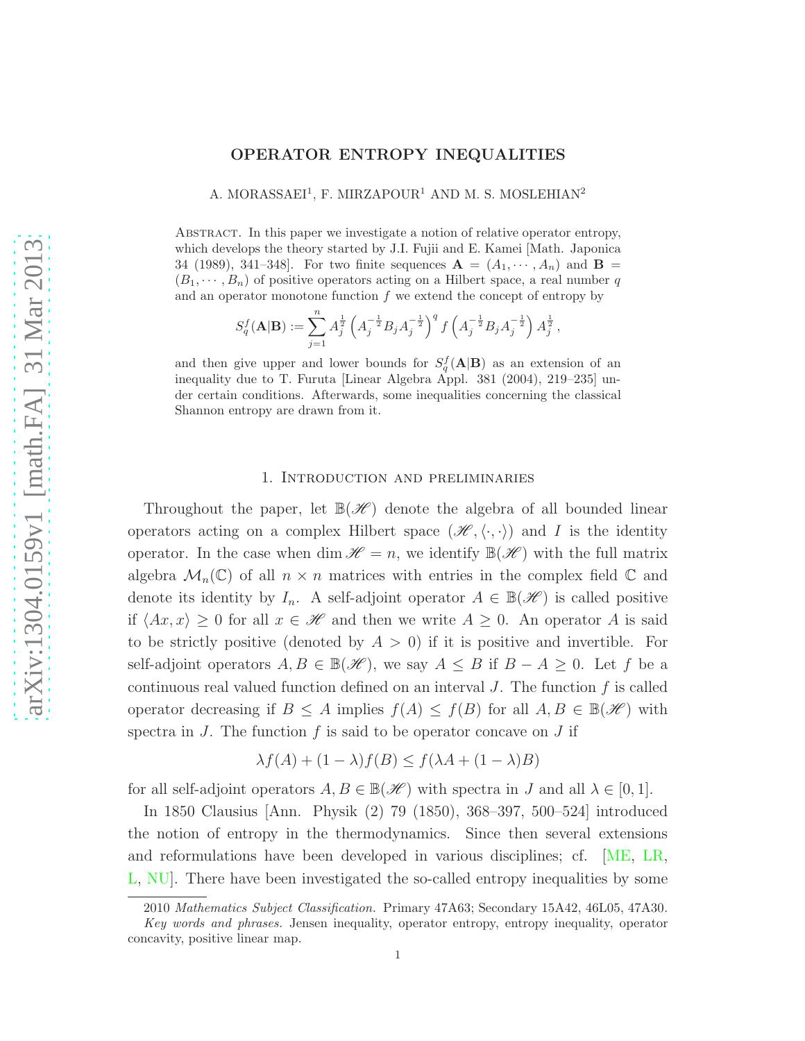# OPERATOR ENTROPY INEQUALITIES

A. MORASSAEI[1], F. MIRZAPOUR[1] AND M. S. MOSLEHIAN[2]

Abstract. In this paper we investigate a notion of relative operator entropy, which develops the theory started by J.I. Fujii and E. Kamei [Math. Japonica 34 (1989), 341–348]. For two finite sequences $\mathbf{A} = (A_1, \cdots, A_n)$ and $\mathbf{B} = (B_1, \cdots, B_n)$ of positive operators acting on a Hilbert space, a real number $q$ and an operator monotone function $f$ we extend the concept of entropy by

$$S_q^f(\mathbf{A}|\mathbf{B}) := \sum_{j=1}^{n} A_j^{\frac{1}{2}} \left(A_j^{-\frac{1}{2}} B_j A_j^{-\frac{1}{2}}\right)^q f\left(A_j^{-\frac{1}{2}} B_j A_j^{-\frac{1}{2}}\right) A_j^{\frac{1}{2}},$$

and then give upper and lower bounds for $S_q^f(\mathbf{A}|\mathbf{B})$ as an extension of an inequality due to T. Furuta [Linear Algebra Appl. 381 (2004), 219–235] under certain conditions. Afterwards, some inequalities concerning the classical Shannon entropy are drawn from it.

## 1. Introduction and preliminaries

Throughout the paper, let $\mathbb{B}(\mathscr{H})$ denote the algebra of all bounded linear operators acting on a complex Hilbert space $(\mathscr{H}, \langle\cdot,\cdot\rangle)$ and $I$ is the identity operator. In the case when $\dim \mathscr{H} = n$, we identify $\mathbb{B}(\mathscr{H})$ with the full matrix algebra $\mathcal{M}_n(\mathbb{C})$ of all $n \times n$ matrices with entries in the complex field $\mathbb{C}$ and denote its identity by $I_n$. A self-adjoint operator $A \in \mathbb{B}(\mathscr{H})$ is called positive if $\langle Ax, x\rangle \geq 0$ for all $x \in \mathscr{H}$ and then we write $A \geq 0$. An operator $A$ is said to be strictly positive (denoted by $A > 0$) if it is positive and invertible. For self-adjoint operators $A, B \in \mathbb{B}(\mathscr{H})$, we say $A \leq B$ if $B - A \geq 0$. Let $f$ be a continuous real valued function defined on an interval $J$. The function $f$ is called operator decreasing if $B \leq A$ implies $f(A) \leq f(B)$ for all $A, B \in \mathbb{B}(\mathscr{H})$ with spectra in $J$. The function $f$ is said to be operator concave on $J$ if

$$\lambda f(A) + (1-\lambda) f(B) \leq f(\lambda A + (1-\lambda)B)$$

for all self-adjoint operators $A, B \in \mathbb{B}(\mathscr{H})$ with spectra in $J$ and all $\lambda \in [0,1]$.

In 1850 Clausius [Ann. Physik (2) 79 (1850), 368–397, 500–524] introduced the notion of entropy in the thermodynamics. Since then several extensions and reformulations have been developed in various disciplines; cf. [ME, LR, L, NU]. There have been investigated the so-called entropy inequalities by some

2010 *Mathematics Subject Classification.* Primary 47A63; Secondary 15A42, 46L05, 47A30.

*Key words and phrases.* Jensen inequality, operator entropy, entropy inequality, operator concavity, positive linear map.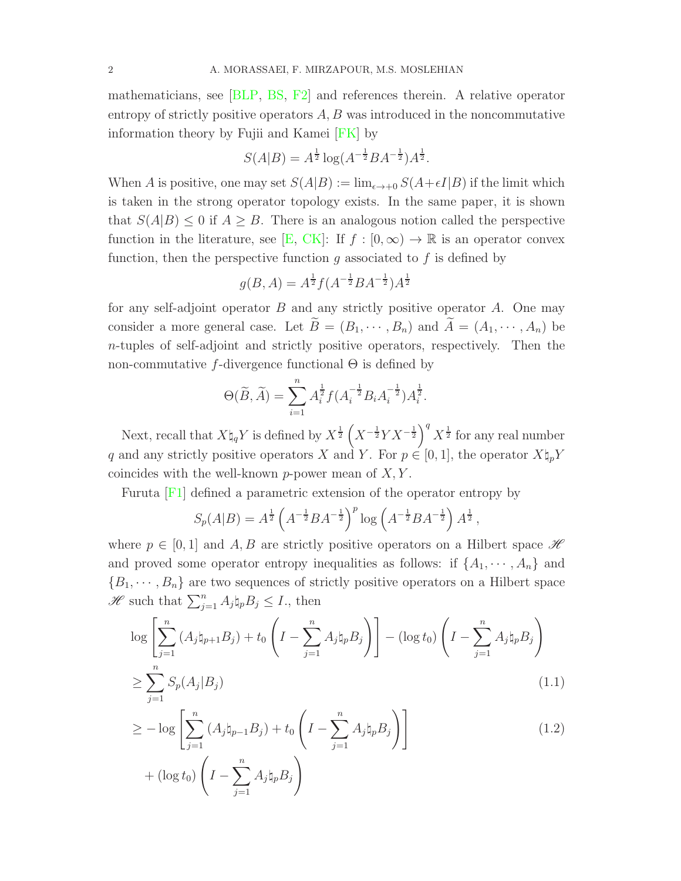mathematicians, see [BLP, BS, F2] and references therein. A relative operator entropy of strictly positive operators $A, B$ was introduced in the noncommutative information theory by Fujii and Kamei [FK] by

$$S(A|B) = A^{\frac{1}{2}} \log(A^{-\frac{1}{2}} B A^{-\frac{1}{2}}) A^{\frac{1}{2}}.$$

When $A$ is positive, one may set $S(A|B) := \lim_{\epsilon \to +0} S(A + \epsilon I|B)$ if the limit which is taken in the strong operator topology exists. In the same paper, it is shown that $S(A|B) \leq 0$ if $A \geq B$. There is an analogous notion called the perspective function in the literature, see [E, CK]: If $f : [0, \infty) \to \mathbb{R}$ is an operator convex function, then the perspective function $g$ associated to $f$ is defined by

$$g(B, A) = A^{\frac{1}{2}} f(A^{-\frac{1}{2}} B A^{-\frac{1}{2}}) A^{\frac{1}{2}}$$

for any self-adjoint operator $B$ and any strictly positive operator $A$. One may consider a more general case. Let $\widetilde{B} = (B_1, \cdots, B_n)$ and $\widetilde{A} = (A_1, \cdots, A_n)$ be $n$-tuples of self-adjoint and strictly positive operators, respectively. Then the non-commutative $f$-divergence functional $\Theta$ is defined by

$$\Theta(\widetilde{B}, \widetilde{A}) = \sum_{i=1}^{n} A_i^{\frac{1}{2}} f(A_i^{-\frac{1}{2}} B_i A_i^{-\frac{1}{2}}) A_i^{\frac{1}{2}}.$$

Next, recall that $X \natural_q Y$ is defined by $X^{\frac{1}{2}} \left( X^{-\frac{1}{2}} Y X^{-\frac{1}{2}} \right)^q X^{\frac{1}{2}}$ for any real number $q$ and any strictly positive operators $X$ and $Y$. For $p \in [0, 1]$, the operator $X \natural_p Y$ coincides with the well-known $p$-power mean of $X, Y$.

Furuta [F1] defined a parametric extension of the operator entropy by

$$S_p(A|B) = A^{\frac{1}{2}} \left( A^{-\frac{1}{2}} B A^{-\frac{1}{2}} \right)^p \log \left( A^{-\frac{1}{2}} B A^{-\frac{1}{2}} \right) A^{\frac{1}{2}},$$

where $p \in [0, 1]$ and $A, B$ are strictly positive operators on a Hilbert space $\mathscr{H}$ and proved some operator entropy inequalities as follows: if $\{A_1, \cdots, A_n\}$ and $\{B_1, \cdots, B_n\}$ are two sequences of strictly positive operators on a Hilbert space $\mathscr{H}$ such that $\sum_{j=1}^{n} A_j \natural_p B_j \leq I$., then

$$\begin{aligned}
&\log \left[ \sum_{j=1}^{n} (A_j \natural_{p+1} B_j) + t_0 \left( I - \sum_{j=1}^{n} A_j \natural_p B_j \right) \right] - (\log t_0) \left( I - \sum_{j=1}^{n} A_j \natural_p B_j \right) \\
&\geq \sum_{j=1}^{n} S_p(A_j | B_j) \qquad (1.1) \\
&\geq - \log \left[ \sum_{j=1}^{n} (A_j \natural_{p-1} B_j) + t_0 \left( I - \sum_{j=1}^{n} A_j \natural_p B_j \right) \right] \qquad (1.2) \\
&\quad + (\log t_0) \left( I - \sum_{j=1}^{n} A_j \natural_p B_j \right)
\end{aligned}$$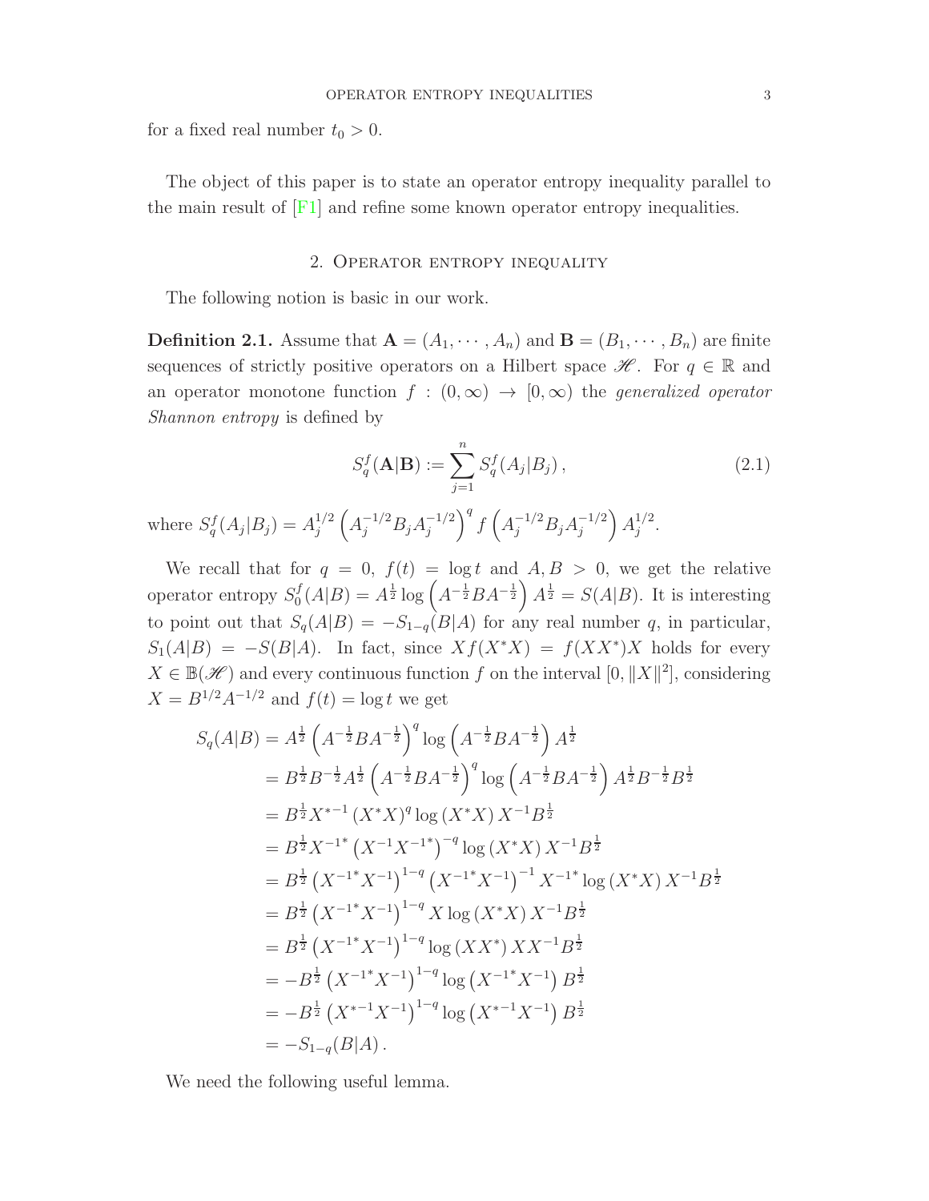for a fixed real number $t_0 > 0$.

The object of this paper is to state an operator entropy inequality parallel to the main result of [F1] and refine some known operator entropy inequalities.

## 2. Operator entropy inequality

The following notion is basic in our work.

**Definition 2.1.** Assume that $\mathbf{A} = (A_1, \cdots, A_n)$ and $\mathbf{B} = (B_1, \cdots, B_n)$ are finite sequences of strictly positive operators on a Hilbert space $\mathscr{H}$. For $q \in \mathbb{R}$ and an operator monotone function $f : (0, \infty) \to [0, \infty)$ the *generalized operator Shannon entropy* is defined by

$$S_q^f(\mathbf{A}|\mathbf{B}) := \sum_{j=1}^{n} S_q^f(A_j|B_j)\,, \tag{2.1}$$

where $S_q^f(A_j|B_j) = A_j^{1/2}\left(A_j^{-1/2} B_j A_j^{-1/2}\right)^q f\left(A_j^{-1/2} B_j A_j^{-1/2}\right) A_j^{1/2}$.

We recall that for $q = 0$, $f(t) = \log t$ and $A, B > 0$, we get the relative operator entropy $S_0^f(A|B) = A^{\frac{1}{2}} \log\left(A^{-\frac{1}{2}} B A^{-\frac{1}{2}}\right) A^{\frac{1}{2}} = S(A|B)$. It is interesting to point out that $S_q(A|B) = -S_{1-q}(B|A)$ for any real number $q$, in particular, $S_1(A|B) = -S(B|A)$. In fact, since $Xf(X^*X) = f(XX^*)X$ holds for every $X \in \mathbb{B}(\mathscr{H})$ and every continuous function $f$ on the interval $[0, \|X\|^2]$, considering $X = B^{1/2}A^{-1/2}$ and $f(t) = \log t$ we get

$$\begin{aligned}
S_q(A|B) &= A^{\frac{1}{2}}\left(A^{-\frac{1}{2}} B A^{-\frac{1}{2}}\right)^q \log\left(A^{-\frac{1}{2}} B A^{-\frac{1}{2}}\right) A^{\frac{1}{2}} \\
&= B^{\frac{1}{2}} B^{-\frac{1}{2}} A^{\frac{1}{2}}\left(A^{-\frac{1}{2}} B A^{-\frac{1}{2}}\right)^q \log\left(A^{-\frac{1}{2}} B A^{-\frac{1}{2}}\right) A^{\frac{1}{2}} B^{-\frac{1}{2}} B^{\frac{1}{2}} \\
&= B^{\frac{1}{2}} X^{*-1} \left(X^*X\right)^q \log\left(X^*X\right) X^{-1} B^{\frac{1}{2}} \\
&= B^{\frac{1}{2}} X^{-1^*} \left(X^{-1}X^{-1^*}\right)^{-q} \log\left(X^*X\right) X^{-1} B^{\frac{1}{2}} \\
&= B^{\frac{1}{2}} \left(X^{-1^*}X^{-1}\right)^{1-q} \left(X^{-1^*}X^{-1}\right)^{-1} X^{-1^*} \log\left(X^*X\right) X^{-1} B^{\frac{1}{2}} \\
&= B^{\frac{1}{2}} \left(X^{-1^*}X^{-1}\right)^{1-q} X \log\left(X^*X\right) X^{-1} B^{\frac{1}{2}} \\
&= B^{\frac{1}{2}} \left(X^{-1^*}X^{-1}\right)^{1-q} \log\left(XX^*\right) XX^{-1} B^{\frac{1}{2}} \\
&= -B^{\frac{1}{2}} \left(X^{-1^*}X^{-1}\right)^{1-q} \log\left(X^{-1^*}X^{-1}\right) B^{\frac{1}{2}} \\
&= -B^{\frac{1}{2}} \left(X^{*-1}X^{-1}\right)^{1-q} \log\left(X^{*-1}X^{-1}\right) B^{\frac{1}{2}} \\
&= -S_{1-q}(B|A)\,.
\end{aligned}$$

We need the following useful lemma.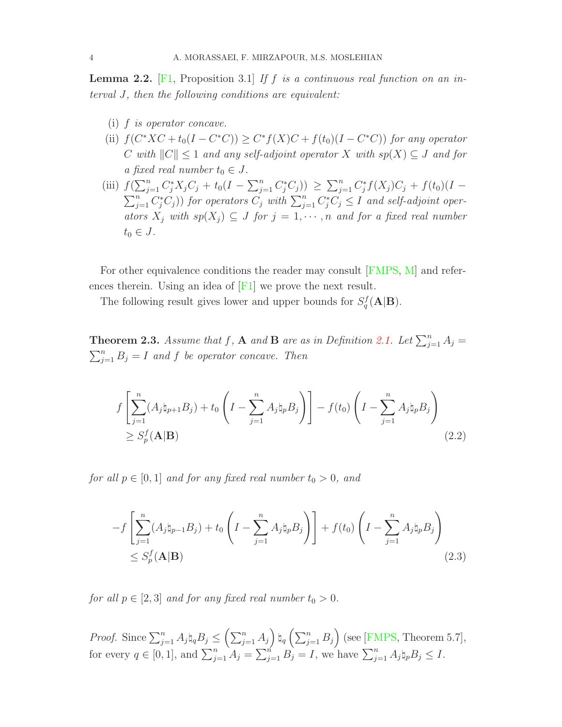**Lemma 2.2.** [F1, Proposition 3.1] *If $f$ is a continuous real function on an interval $J$, then the following conditions are equivalent:*

(i) *$f$ is operator concave.*

(ii) *$f(C^*XC + t_0(I - C^*C)) \geq C^*f(X)C + f(t_0)(I - C^*C))$ for any operator $C$ with $\|C\| \leq 1$ and any self-adjoint operator $X$ with $sp(X) \subseteq J$ and for a fixed real number $t_0 \in J$.*

(iii) *$f(\sum_{j=1}^n C_j^* X_j C_j + t_0(I - \sum_{j=1}^n C_j^* C_j)) \geq \sum_{j=1}^n C_j^* f(X_j) C_j + f(t_0)(I - \sum_{j=1}^n C_j^* C_j))$ for operators $C_j$ with $\sum_{j=1}^n C_j^* C_j \leq I$ and self-adjoint operators $X_j$ with $sp(X_j) \subseteq J$ for $j = 1, \cdots, n$ and for a fixed real number $t_0 \in J$.*

For other equivalence conditions the reader may consult [FMPS, M] and references therein. Using an idea of [F1] we prove the next result.

The following result gives lower and upper bounds for $S_q^f(\mathbf{A}|\mathbf{B})$.

**Theorem 2.3.** *Assume that $f$, $\mathbf{A}$ and $\mathbf{B}$ are as in Definition 2.1. Let $\sum_{j=1}^n A_j = \sum_{j=1}^n B_j = I$ and $f$ be operator concave. Then*

$$f\left[\sum_{j=1}^n (A_j \natural_{p+1} B_j) + t_0 \left(I - \sum_{j=1}^n A_j \natural_p B_j\right)\right] - f(t_0)\left(I - \sum_{j=1}^n A_j \natural_p B_j\right) \geq S_p^f(\mathbf{A}|\mathbf{B}) \tag{2.2}$$

*for all $p \in [0, 1]$ and for any fixed real number $t_0 > 0$, and*

$$-f\left[\sum_{j=1}^n (A_j \natural_{p-1} B_j) + t_0 \left(I - \sum_{j=1}^n A_j \natural_p B_j\right)\right] + f(t_0)\left(I - \sum_{j=1}^n A_j \natural_p B_j\right) \leq S_p^f(\mathbf{A}|\mathbf{B}) \tag{2.3}$$

*for all $p \in [2, 3]$ and for any fixed real number $t_0 > 0$.*

*Proof.* Since $\sum_{j=1}^n A_j \natural_q B_j \leq \left(\sum_{j=1}^n A_j\right) \natural_q \left(\sum_{j=1}^n B_j\right)$ (see [FMPS, Theorem 5.7], for every $q \in [0, 1]$, and $\sum_{j=1}^n A_j = \sum_{j=1}^n B_j = I$, we have $\sum_{j=1}^n A_j \natural_p B_j \leq I$.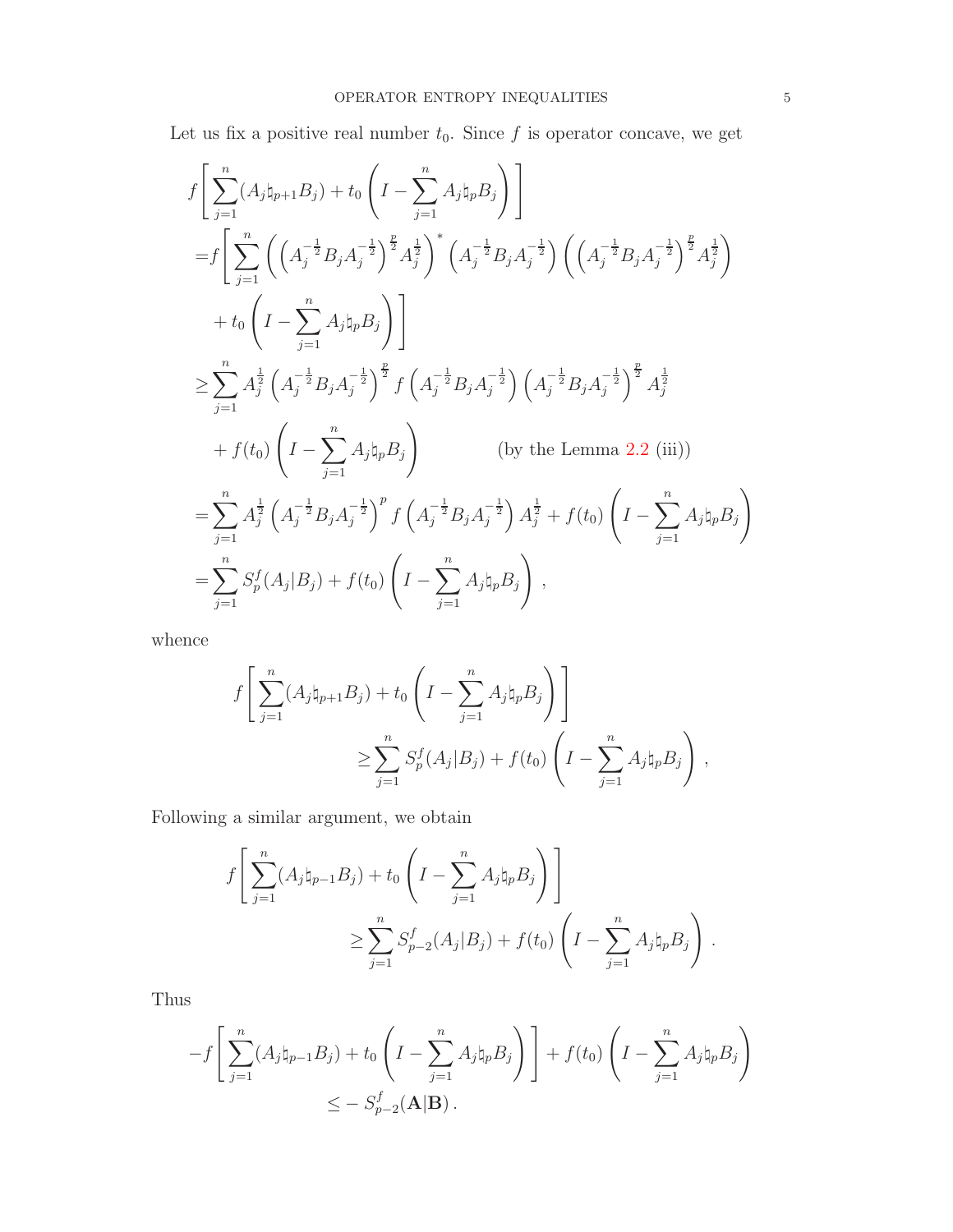Let us fix a positive real number $t_0$. Since $f$ is operator concave, we get

$$
\begin{aligned}
& f\left[\sum_{j=1}^{n}(A_j\natural_{p+1}B_j)+t_0\left(I-\sum_{j=1}^{n}A_j\natural_pB_j\right)\right] \\
=& f\left[\sum_{j=1}^{n}\left(\left(A_j^{-\frac{1}{2}}B_jA_j^{-\frac{1}{2}}\right)^{\frac{p}{2}}A_j^{\frac{1}{2}}\right)^*\left(A_j^{-\frac{1}{2}}B_jA_j^{-\frac{1}{2}}\right)\left(\left(A_j^{-\frac{1}{2}}B_jA_j^{-\frac{1}{2}}\right)^{\frac{p}{2}}A_j^{\frac{1}{2}}\right)\right. \\
& \left.+t_0\left(I-\sum_{j=1}^{n}A_j\natural_pB_j\right)\right] \\
\geq & \sum_{j=1}^{n}A_j^{\frac{1}{2}}\left(A_j^{-\frac{1}{2}}B_jA_j^{-\frac{1}{2}}\right)^{\frac{p}{2}}f\left(A_j^{-\frac{1}{2}}B_jA_j^{-\frac{1}{2}}\right)\left(A_j^{-\frac{1}{2}}B_jA_j^{-\frac{1}{2}}\right)^{\frac{p}{2}}A_j^{\frac{1}{2}} \\
& +f(t_0)\left(I-\sum_{j=1}^{n}A_j\natural_pB_j\right) \qquad \text{(by the Lemma 2.2 (iii))} \\
=& \sum_{j=1}^{n}A_j^{\frac{1}{2}}\left(A_j^{-\frac{1}{2}}B_jA_j^{-\frac{1}{2}}\right)^{p}f\left(A_j^{-\frac{1}{2}}B_jA_j^{-\frac{1}{2}}\right)A_j^{\frac{1}{2}}+f(t_0)\left(I-\sum_{j=1}^{n}A_j\natural_pB_j\right) \\
=& \sum_{j=1}^{n}S_p^f(A_j|B_j)+f(t_0)\left(I-\sum_{j=1}^{n}A_j\natural_pB_j\right),
\end{aligned}
$$

whence

$$
\begin{aligned}
f\left[\sum_{j=1}^{n}(A_j\natural_{p+1}B_j)+t_0\left(I-\sum_{j=1}^{n}A_j\natural_pB_j\right)\right]& \\
\geq \sum_{j=1}^{n}S_p^f(A_j|B_j)+f(t_0)\left(I-\sum_{j=1}^{n}A_j\natural_pB_j\right)&,
\end{aligned}
$$

Following a similar argument, we obtain

$$
\begin{aligned}
f\left[\sum_{j=1}^{n}(A_j\natural_{p-1}B_j)+t_0\left(I-\sum_{j=1}^{n}A_j\natural_pB_j\right)\right]& \\
\geq \sum_{j=1}^{n}S_{p-2}^f(A_j|B_j)+f(t_0)\left(I-\sum_{j=1}^{n}A_j\natural_pB_j\right)&.
\end{aligned}
$$

Thus

$$
\begin{aligned}
-f\left[\sum_{j=1}^{n}(A_j\natural_{p-1}B_j)+t_0\left(I-\sum_{j=1}^{n}A_j\natural_pB_j\right)\right]+f(t_0)\left(I-\sum_{j=1}^{n}A_j\natural_pB_j\right)& \\
\leq -S_{p-2}^f(\mathbf{A}|\mathbf{B})&.
\end{aligned}
$$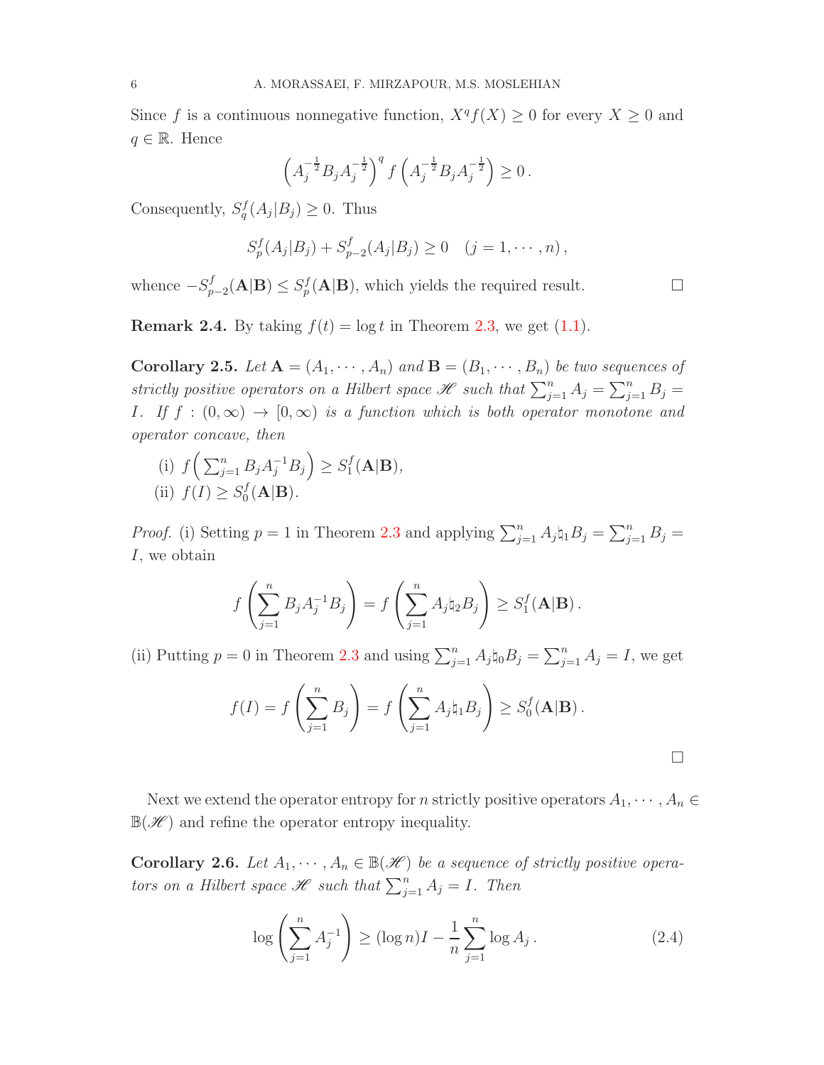Since $f$ is a continuous nonnegative function, $X^q f(X) \geq 0$ for every $X \geq 0$ and $q \in \mathbb{R}$. Hence

$$\left(A_j^{-\frac{1}{2}} B_j A_j^{-\frac{1}{2}}\right)^q f\left(A_j^{-\frac{1}{2}} B_j A_j^{-\frac{1}{2}}\right) \geq 0\,.$$

Consequently, $S_q^f(A_j|B_j) \geq 0$. Thus

$$S_p^f(A_j|B_j) + S_{p-2}^f(A_j|B_j) \geq 0 \quad (j = 1, \cdots, n)\,,$$

whence $-S_{p-2}^f(\mathbf{A}|\mathbf{B}) \leq S_p^f(\mathbf{A}|\mathbf{B})$, which yields the required result. □

**Remark 2.4.** By taking $f(t) = \log t$ in Theorem 2.3, we get (1.1).

**Corollary 2.5.** *Let $\mathbf{A} = (A_1, \cdots, A_n)$ and $\mathbf{B} = (B_1, \cdots, B_n)$ be two sequences of strictly positive operators on a Hilbert space $\mathscr{H}$ such that $\sum_{j=1}^n A_j = \sum_{j=1}^n B_j = I$. If $f : (0, \infty) \to [0, \infty)$ is a function which is both operator monotone and operator concave, then*

(i) $f\left(\sum_{j=1}^n B_j A_j^{-1} B_j\right) \geq S_1^f(\mathbf{A}|\mathbf{B})$,

(ii) $f(I) \geq S_0^f(\mathbf{A}|\mathbf{B})$.

*Proof.* (i) Setting $p = 1$ in Theorem 2.3 and applying $\sum_{j=1}^n A_j \natural_1 B_j = \sum_{j=1}^n B_j = I$, we obtain

$$f\left(\sum_{j=1}^n B_j A_j^{-1} B_j\right) = f\left(\sum_{j=1}^n A_j \natural_2 B_j\right) \geq S_1^f(\mathbf{A}|\mathbf{B})\,.$$

(ii) Putting $p = 0$ in Theorem 2.3 and using $\sum_{j=1}^n A_j \natural_0 B_j = \sum_{j=1}^n A_j = I$, we get

$$f(I) = f\left(\sum_{j=1}^n B_j\right) = f\left(\sum_{j=1}^n A_j \natural_1 B_j\right) \geq S_0^f(\mathbf{A}|\mathbf{B})\,.$$

□

Next we extend the operator entropy for $n$ strictly positive operators $A_1, \cdots, A_n \in \mathbb{B}(\mathscr{H})$ and refine the operator entropy inequality.

**Corollary 2.6.** *Let $A_1, \cdots, A_n \in \mathbb{B}(\mathscr{H})$ be a sequence of strictly positive operators on a Hilbert space $\mathscr{H}$ such that $\sum_{j=1}^n A_j = I$. Then*

$$\log\left(\sum_{j=1}^n A_j^{-1}\right) \geq (\log n)I - \frac{1}{n}\sum_{j=1}^n \log A_j\,. \tag{2.4}$$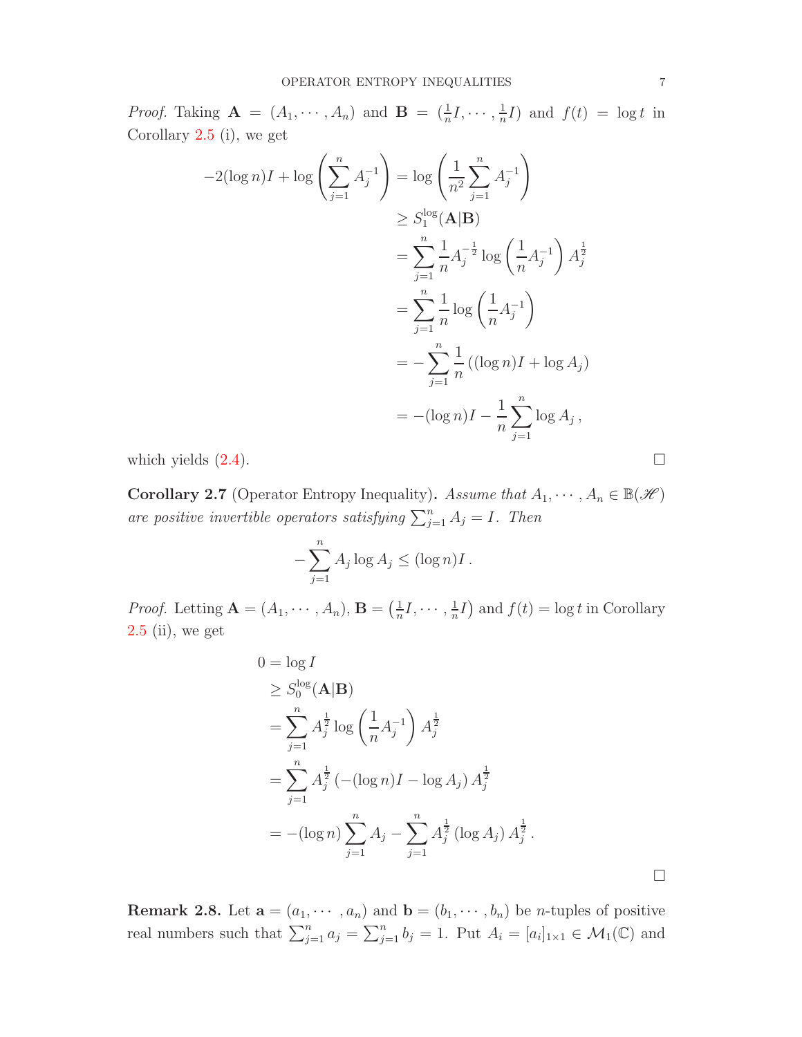*Proof.* Taking $\mathbf{A} = (A_1, \cdots, A_n)$ and $\mathbf{B} = (\frac{1}{n}I, \cdots, \frac{1}{n}I)$ and $f(t) = \log t$ in Corollary 2.5 (i), we get

$$
\begin{aligned}
-2(\log n)I + \log\left(\sum_{j=1}^{n} A_j^{-1}\right) &= \log\left(\frac{1}{n^2}\sum_{j=1}^{n} A_j^{-1}\right) \\
&\geq S_1^{\log}(\mathbf{A}|\mathbf{B}) \\
&= \sum_{j=1}^{n} \frac{1}{n} A_j^{-\frac{1}{2}} \log\left(\frac{1}{n}A_j^{-1}\right) A_j^{\frac{1}{2}} \\
&= \sum_{j=1}^{n} \frac{1}{n} \log\left(\frac{1}{n}A_j^{-1}\right) \\
&= -\sum_{j=1}^{n} \frac{1}{n}\left((\log n)I + \log A_j\right) \\
&= -(\log n)I - \frac{1}{n}\sum_{j=1}^{n} \log A_j\,,
\end{aligned}
$$

which yields (2.4). □

**Corollary 2.7** (Operator Entropy Inequality). *Assume that $A_1, \cdots, A_n \in \mathbb{B}(\mathscr{H})$ are positive invertible operators satisfying $\sum_{j=1}^{n} A_j = I$. Then*

$$
-\sum_{j=1}^{n} A_j \log A_j \leq (\log n)I\,.
$$

*Proof.* Letting $\mathbf{A} = (A_1, \cdots, A_n)$, $\mathbf{B} = \left(\frac{1}{n}I, \cdots, \frac{1}{n}I\right)$ and $f(t) = \log t$ in Corollary 2.5 (ii), we get

$$
\begin{aligned}
0 &= \log I \\
&\geq S_0^{\log}(\mathbf{A}|\mathbf{B}) \\
&= \sum_{j=1}^{n} A_j^{\frac{1}{2}} \log\left(\frac{1}{n}A_j^{-1}\right) A_j^{\frac{1}{2}} \\
&= \sum_{j=1}^{n} A_j^{\frac{1}{2}} \left(-(\log n)I - \log A_j\right) A_j^{\frac{1}{2}} \\
&= -(\log n)\sum_{j=1}^{n} A_j - \sum_{j=1}^{n} A_j^{\frac{1}{2}} \left(\log A_j\right) A_j^{\frac{1}{2}}\,.
\end{aligned}
$$

□

**Remark 2.8.** Let $\mathbf{a} = (a_1, \cdots, a_n)$ and $\mathbf{b} = (b_1, \cdots, b_n)$ be $n$-tuples of positive real numbers such that $\sum_{j=1}^{n} a_j = \sum_{j=1}^{n} b_j = 1$. Put $A_i = [a_i]_{1\times 1} \in \mathcal{M}_1(\mathbb{C})$ and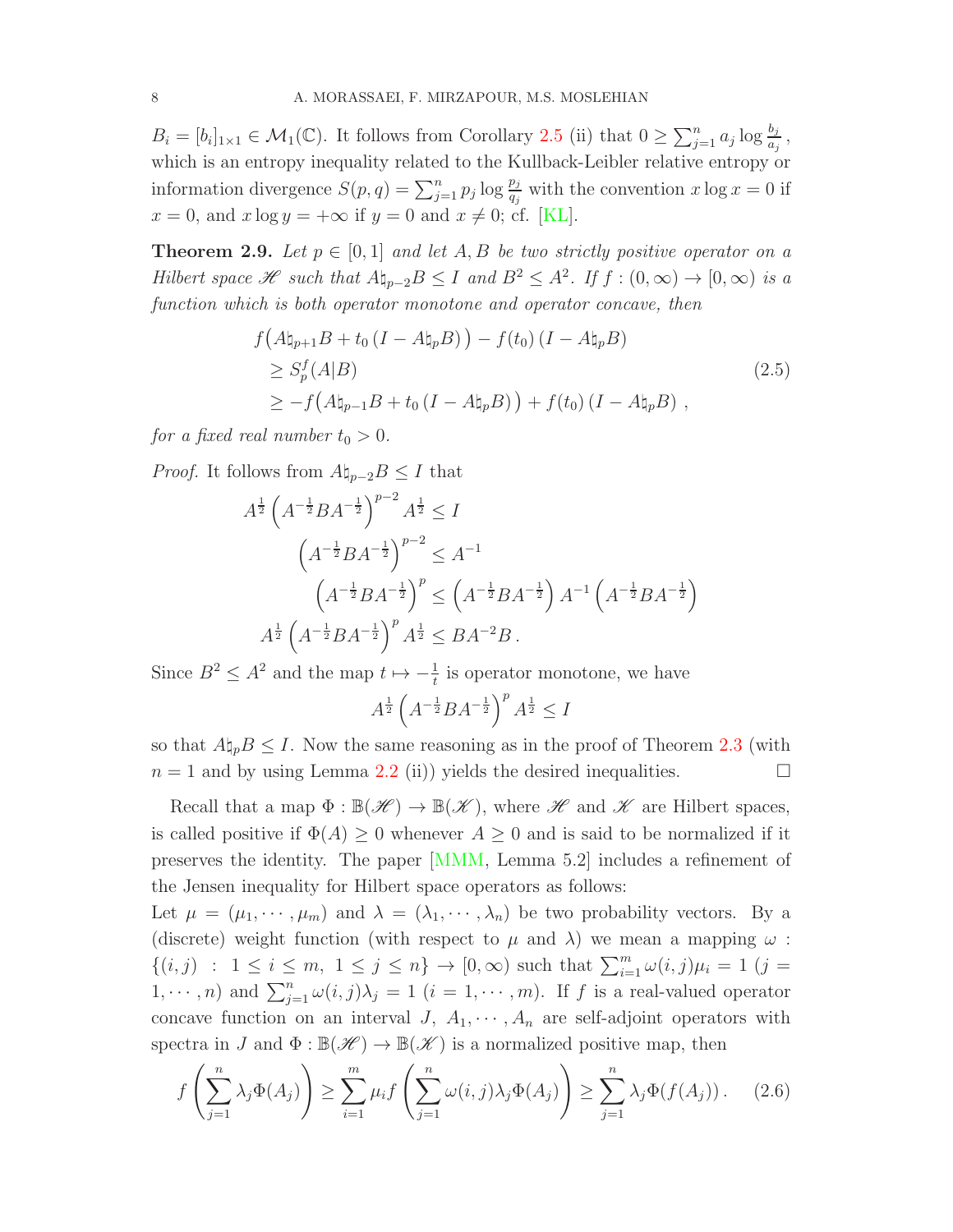$B_i = [b_i]_{1\times 1} \in \mathcal{M}_1(\mathbb{C})$. It follows from Corollary 2.5 (ii) that $0 \geq \sum_{j=1}^n a_j \log \frac{b_j}{a_j}$, which is an entropy inequality related to the Kullback-Leibler relative entropy or information divergence $S(p,q) = \sum_{j=1}^n p_j \log \frac{p_j}{q_j}$ with the convention $x \log x = 0$ if $x = 0$, and $x \log y = +\infty$ if $y = 0$ and $x \neq 0$; cf. [KL].

**Theorem 2.9.** *Let $p \in [0,1]$ and let $A, B$ be two strictly positive operator on a Hilbert space $\mathscr{H}$ such that $A\natural_{p-2}B \leq I$ and $B^2 \leq A^2$. If $f : (0,\infty) \to [0,\infty)$ is a function which is both operator monotone and operator concave, then*

$$
\begin{aligned}
&f\big(A\natural_{p+1}B + t_0\,(I - A\natural_p B)\big) - f(t_0)\,(I - A\natural_p B) \\
&\geq S_p^f(A|B) \\
&\geq -f\big(A\natural_{p-1}B + t_0\,(I - A\natural_p B)\big) + f(t_0)\,(I - A\natural_p B)\,,
\end{aligned}
\tag{2.5}
$$

*for a fixed real number $t_0 > 0$.*

*Proof.* It follows from $A\natural_{p-2}B \leq I$ that

$$
\begin{aligned}
A^{\frac{1}{2}}\left(A^{-\frac{1}{2}}BA^{-\frac{1}{2}}\right)^{p-2}A^{\frac{1}{2}} &\leq I \\
\left(A^{-\frac{1}{2}}BA^{-\frac{1}{2}}\right)^{p-2} &\leq A^{-1} \\
\left(A^{-\frac{1}{2}}BA^{-\frac{1}{2}}\right)^{p} &\leq \left(A^{-\frac{1}{2}}BA^{-\frac{1}{2}}\right)A^{-1}\left(A^{-\frac{1}{2}}BA^{-\frac{1}{2}}\right) \\
A^{\frac{1}{2}}\left(A^{-\frac{1}{2}}BA^{-\frac{1}{2}}\right)^{p}A^{\frac{1}{2}} &\leq BA^{-2}B\,.
\end{aligned}
$$

Since $B^2 \leq A^2$ and the map $t \mapsto -\frac{1}{t}$ is operator monotone, we have

$$
A^{\frac{1}{2}}\left(A^{-\frac{1}{2}}BA^{-\frac{1}{2}}\right)^{p}A^{\frac{1}{2}} \leq I
$$

so that $A\natural_p B \leq I$. Now the same reasoning as in the proof of Theorem 2.3 (with $n = 1$ and by using Lemma 2.2 (ii)) yields the desired inequalities. $\square$

Recall that a map $\Phi : \mathbb{B}(\mathscr{H}) \to \mathbb{B}(\mathscr{K})$, where $\mathscr{H}$ and $\mathscr{K}$ are Hilbert spaces, is called positive if $\Phi(A) \geq 0$ whenever $A \geq 0$ and is said to be normalized if it preserves the identity. The paper [MMM, Lemma 5.2] includes a refinement of the Jensen inequality for Hilbert space operators as follows:
Let $\mu = (\mu_1, \cdots, \mu_m)$ and $\lambda = (\lambda_1, \cdots, \lambda_n)$ be two probability vectors. By a (discrete) weight function (with respect to $\mu$ and $\lambda$) we mean a mapping $\omega : \{(i,j) \;:\; 1 \leq i \leq m,\; 1 \leq j \leq n\} \to [0,\infty)$ such that $\sum_{i=1}^m \omega(i,j)\mu_i = 1$ ($j = 1, \cdots, n$) and $\sum_{j=1}^n \omega(i,j)\lambda_j = 1$ ($i = 1, \cdots, m$). If $f$ is a real-valued operator concave function on an interval $J$, $A_1, \cdots, A_n$ are self-adjoint operators with spectra in $J$ and $\Phi : \mathbb{B}(\mathscr{H}) \to \mathbb{B}(\mathscr{K})$ is a normalized positive map, then

$$
f\left(\sum_{j=1}^n \lambda_j \Phi(A_j)\right) \geq \sum_{i=1}^m \mu_i f\left(\sum_{j=1}^n \omega(i,j)\lambda_j \Phi(A_j)\right) \geq \sum_{j=1}^n \lambda_j \Phi(f(A_j))\,. \tag{2.6}
$$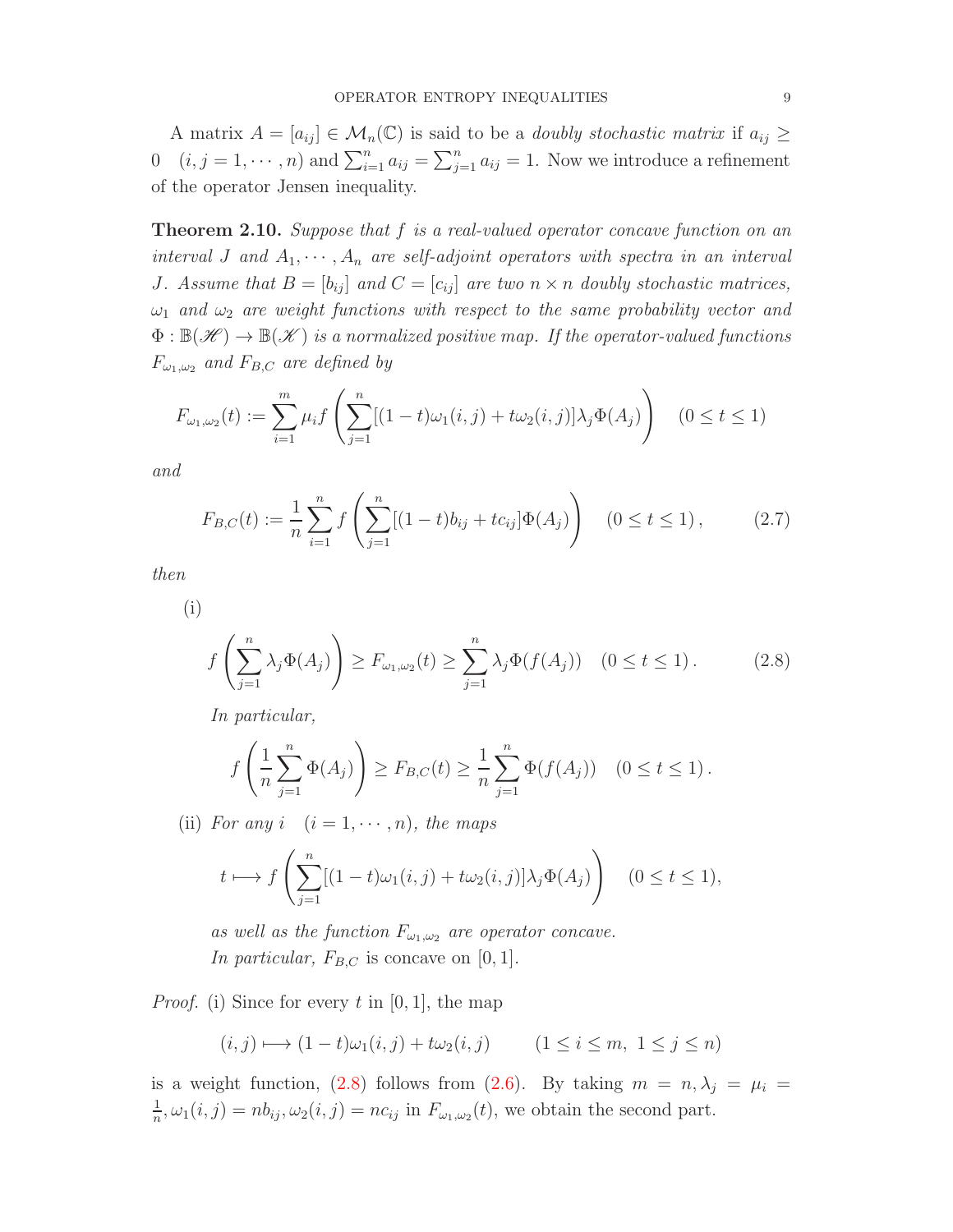A matrix $A = [a_{ij}] \in \mathcal{M}_n(\mathbb{C})$ is said to be a *doubly stochastic matrix* if $a_{ij} \geq 0 \quad (i, j = 1, \cdots, n)$ and $\sum_{i=1}^n a_{ij} = \sum_{j=1}^n a_{ij} = 1$. Now we introduce a refinement of the operator Jensen inequality.

**Theorem 2.10.** *Suppose that $f$ is a real-valued operator concave function on an interval $J$ and $A_1, \cdots, A_n$ are self-adjoint operators with spectra in an interval $J$. Assume that $B = [b_{ij}]$ and $C = [c_{ij}]$ are two $n \times n$ doubly stochastic matrices, $\omega_1$ and $\omega_2$ are weight functions with respect to the same probability vector and $\Phi : \mathbb{B}(\mathscr{H}) \to \mathbb{B}(\mathscr{K})$ is a normalized positive map. If the operator-valued functions $F_{\omega_1,\omega_2}$ and $F_{B,C}$ are defined by*

$$F_{\omega_1,\omega_2}(t) := \sum_{i=1}^m \mu_i f\left(\sum_{j=1}^n [(1-t)\omega_1(i,j) + t\omega_2(i,j)]\lambda_j \Phi(A_j)\right) \quad (0 \leq t \leq 1)$$

*and*

$$F_{B,C}(t) := \frac{1}{n}\sum_{i=1}^n f\left(\sum_{j=1}^n [(1-t)b_{ij} + tc_{ij}]\Phi(A_j)\right) \quad (0 \leq t \leq 1)\,, \tag{2.7}$$

*then*

(i)
$$f\left(\sum_{j=1}^n \lambda_j \Phi(A_j)\right) \geq F_{\omega_1,\omega_2}(t) \geq \sum_{j=1}^n \lambda_j \Phi(f(A_j)) \quad (0 \leq t \leq 1)\,. \tag{2.8}$$

*In particular,*

$$f\left(\frac{1}{n}\sum_{j=1}^n \Phi(A_j)\right) \geq F_{B,C}(t) \geq \frac{1}{n}\sum_{j=1}^n \Phi(f(A_j)) \quad (0 \leq t \leq 1)\,.$$

(ii) *For any $i \quad (i = 1, \cdots, n)$, the maps*

$$t \longmapsto f\left(\sum_{j=1}^n [(1-t)\omega_1(i,j) + t\omega_2(i,j)]\lambda_j \Phi(A_j)\right) \quad (0 \leq t \leq 1),$$

*as well as the function $F_{\omega_1,\omega_2}$ are operator concave.*
*In particular, $F_{B,C}$* is concave on $[0, 1]$.

*Proof.* (i) Since for every $t$ in $[0, 1]$, the map

$$(i, j) \longmapsto (1-t)\omega_1(i,j) + t\omega_2(i,j) \qquad (1 \leq i \leq m,\ 1 \leq j \leq n)$$

is a weight function, (2.8) follows from (2.6). By taking $m = n, \lambda_j = \mu_i = \frac{1}{n}, \omega_1(i,j) = nb_{ij}, \omega_2(i,j) = nc_{ij}$ in $F_{\omega_1,\omega_2}(t)$, we obtain the second part.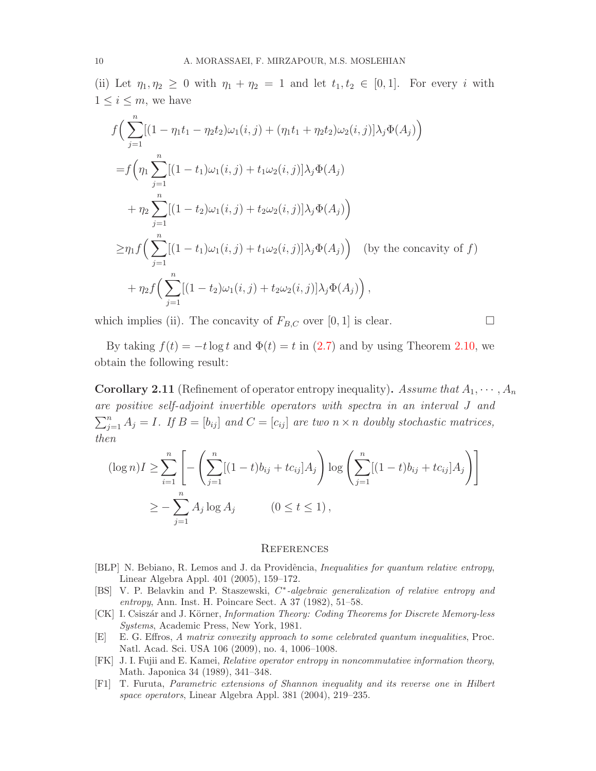(ii) Let $\eta_1, \eta_2 \geq 0$ with $\eta_1 + \eta_2 = 1$ and let $t_1, t_2 \in [0,1]$. For every $i$ with $1 \leq i \leq m$, we have

$$
\begin{aligned}
f\Big( & \sum_{j=1}^{n} [(1-\eta_1 t_1 - \eta_2 t_2)\omega_1(i,j) + (\eta_1 t_1 + \eta_2 t_2)\omega_2(i,j)]\lambda_j \Phi(A_j)\Big) \\
=& f\Big( \eta_1 \sum_{j=1}^{n} [(1-t_1)\omega_1(i,j) + t_1\omega_2(i,j)]\lambda_j \Phi(A_j) \\
&+ \eta_2 \sum_{j=1}^{n} [(1-t_2)\omega_1(i,j) + t_2\omega_2(i,j)]\lambda_j \Phi(A_j)\Big) \\
\geq& \eta_1 f\Big( \sum_{j=1}^{n} [(1-t_1)\omega_1(i,j) + t_1\omega_2(i,j)]\lambda_j \Phi(A_j)\Big) \quad \text{(by the concavity of } f) \\
&+ \eta_2 f\Big( \sum_{j=1}^{n} [(1-t_2)\omega_1(i,j) + t_2\omega_2(i,j)]\lambda_j \Phi(A_j)\Big),
\end{aligned}
$$

which implies (ii). The concavity of $F_{B,C}$ over $[0,1]$ is clear. $\square$

By taking $f(t) = -t \log t$ and $\Phi(t) = t$ in (2.7) and by using Theorem 2.10, we obtain the following result:

**Corollary 2.11** (Refinement of operator entropy inequality)**.** *Assume that $A_1, \cdots, A_n$ are positive self-adjoint invertible operators with spectra in an interval $J$ and $\sum_{j=1}^{n} A_j = I$. If $B = [b_{ij}]$ and $C = [c_{ij}]$ are two $n \times n$ doubly stochastic matrices, then*

$$
\begin{aligned}
(\log n) I \geq& \sum_{i=1}^{n} \left[ -\left( \sum_{j=1}^{n} [(1-t)b_{ij} + tc_{ij}]A_j \right) \log \left( \sum_{j=1}^{n} [(1-t)b_{ij} + tc_{ij}]A_j \right) \right] \\
\geq& -\sum_{j=1}^{n} A_j \log A_j \qquad (0 \leq t \leq 1),
\end{aligned}
$$

## References

[BLP] N. Bebiano, R. Lemos and J. da Providência, *Inequalities for quantum relative entropy*, Linear Algebra Appl. 401 (2005), 159–172.

[BS] V. P. Belavkin and P. Staszewski, *$C^*$-algebraic generalization of relative entropy and entropy*, Ann. Inst. H. Poincare Sect. A 37 (1982), 51–58.

[CK] I. Csiszár and J. Körner, *Information Theory: Coding Theorems for Discrete Memory-less Systems*, Academic Press, New York, 1981.

[E] E. G. Effros, *A matrix convexity approach to some celebrated quantum inequalities*, Proc. Natl. Acad. Sci. USA 106 (2009), no. 4, 1006–1008.

[FK] J. I. Fujii and E. Kamei, *Relative operator entropy in noncommutative information theory*, Math. Japonica 34 (1989), 341–348.

[F1] T. Furuta, *Parametric extensions of Shannon inequality and its reverse one in Hilbert space operators*, Linear Algebra Appl. 381 (2004), 219–235.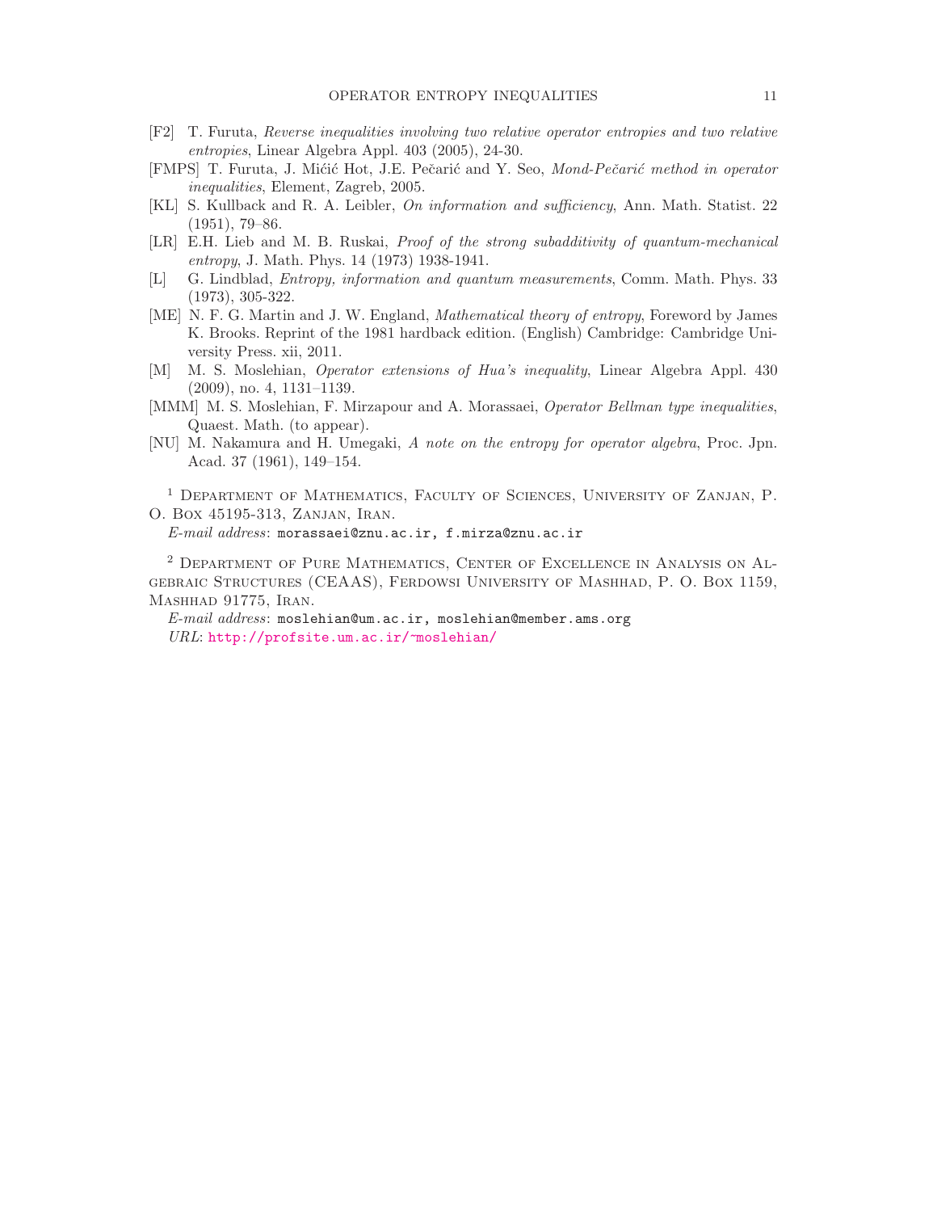[F2] T. Furuta, *Reverse inequalities involving two relative operator entropies and two relative entropies*, Linear Algebra Appl. 403 (2005), 24-30.

[FMPS] T. Furuta, J. Mićić Hot, J.E. Pečarić and Y. Seo, *Mond-Pečarić method in operator inequalities*, Element, Zagreb, 2005.

[KL] S. Kullback and R. A. Leibler, *On information and sufficiency*, Ann. Math. Statist. 22 (1951), 79–86.

[LR] E.H. Lieb and M. B. Ruskai, *Proof of the strong subadditivity of quantum-mechanical entropy*, J. Math. Phys. 14 (1973) 1938-1941.

[L] G. Lindblad, *Entropy, information and quantum measurements*, Comm. Math. Phys. 33 (1973), 305-322.

[ME] N. F. G. Martin and J. W. England, *Mathematical theory of entropy*, Foreword by James K. Brooks. Reprint of the 1981 hardback edition. (English) Cambridge: Cambridge University Press. xii, 2011.

[M] M. S. Moslehian, *Operator extensions of Hua's inequality*, Linear Algebra Appl. 430 (2009), no. 4, 1131–1139.

[MMM] M. S. Moslehian, F. Mirzapour and A. Morassaei, *Operator Bellman type inequalities*, Quaest. Math. (to appear).

[NU] M. Nakamura and H. Umegaki, *A note on the entropy for operator algebra*, Proc. Jpn. Acad. 37 (1961), 149–154.

[1] Department of Mathematics, Faculty of Sciences, University of Zanjan, P. O. Box 45195-313, Zanjan, Iran.

*E-mail address*: morassaei@znu.ac.ir, f.mirza@znu.ac.ir

[2] Department of Pure Mathematics, Center of Excellence in Analysis on Algebraic Structures (CEAAS), Ferdowsi University of Mashhad, P. O. Box 1159, Mashhad 91775, Iran.

*E-mail address*: moslehian@um.ac.ir, moslehian@member.ams.org

*URL*: http://profsite.um.ac.ir/~moslehian/